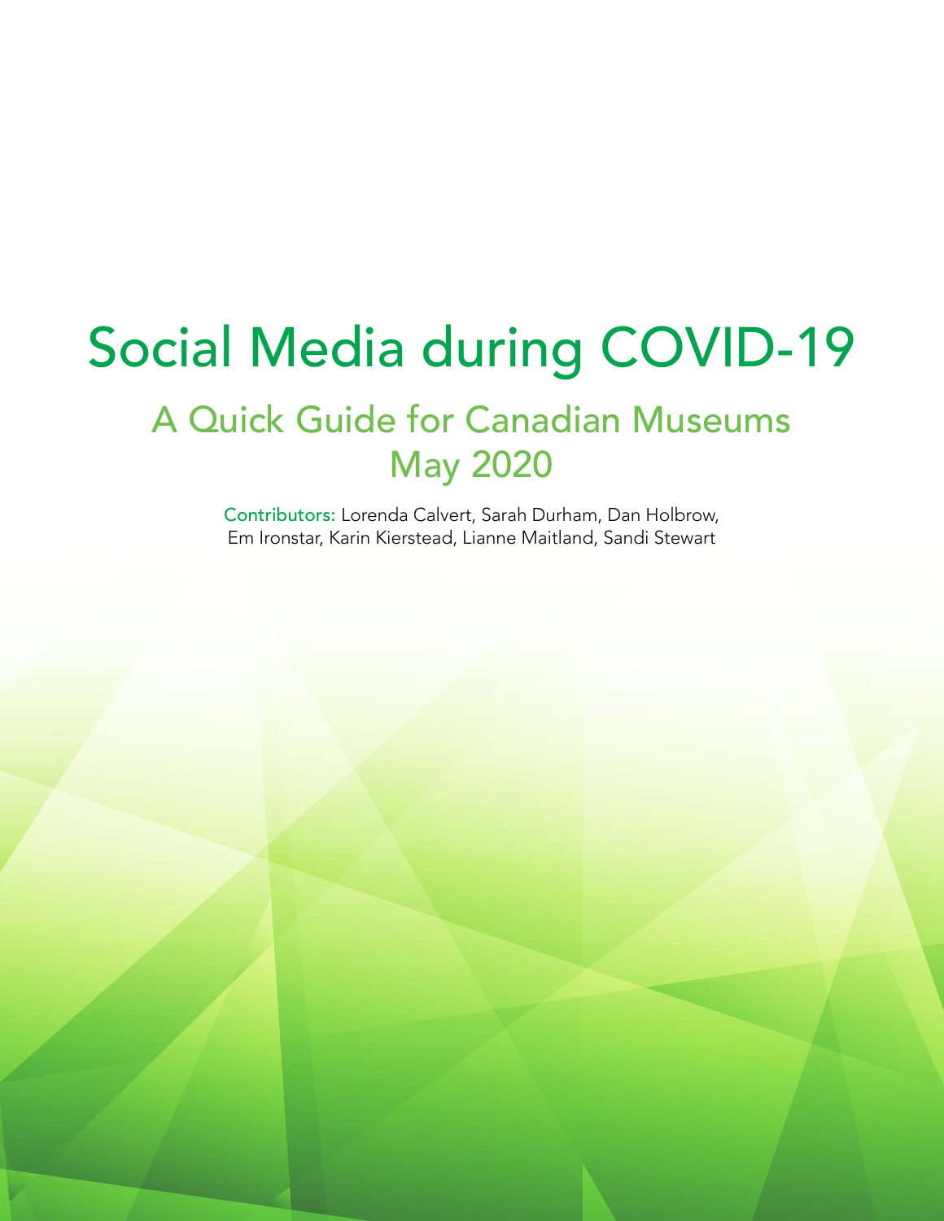# Social Media during COVID-19

## A Quick Guide for Canadian Museums
## May 2020

Contributors: Lorenda Calvert, Sarah Durham, Dan Holbrow, Em Ironstar, Karin Kierstead, Lianne Maitland, Sandi Stewart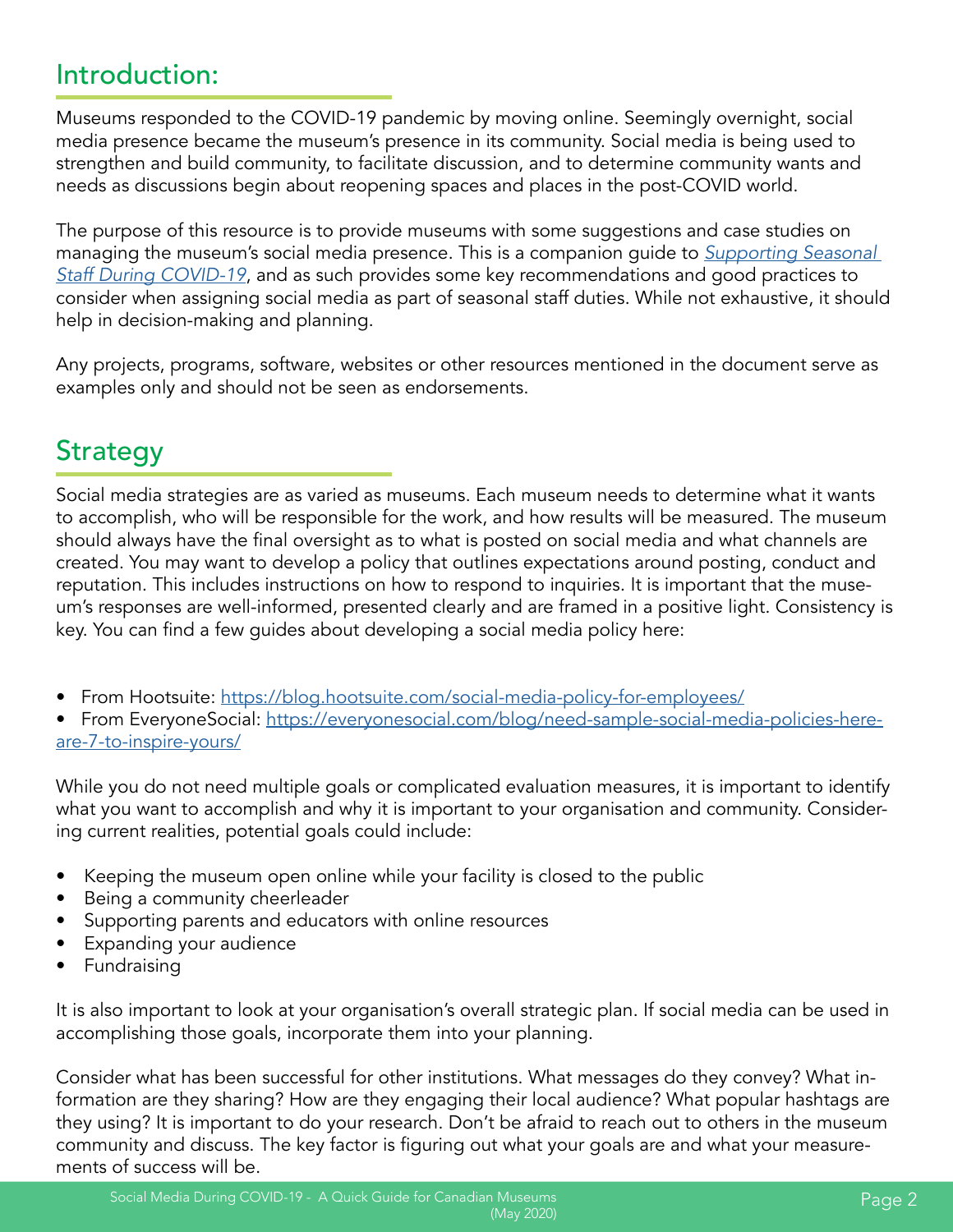## Introduction:

Museums responded to the COVID-19 pandemic by moving online. Seemingly overnight, social media presence became the museum's presence in its community. Social media is being used to strengthen and build community, to facilitate discussion, and to determine community wants and needs as discussions begin about reopening spaces and places in the post-COVID world.

The purpose of this resource is to provide museums with some suggestions and case studies on managing the museum's social media presence. This is a companion guide to *Supporting Seasonal Staff During COVID-19*, and as such provides some key recommendations and good practices to consider when assigning social media as part of seasonal staff duties. While not exhaustive, it should help in decision-making and planning.

Any projects, programs, software, websites or other resources mentioned in the document serve as examples only and should not be seen as endorsements.

## Strategy

Social media strategies are as varied as museums. Each museum needs to determine what it wants to accomplish, who will be responsible for the work, and how results will be measured. The museum should always have the final oversight as to what is posted on social media and what channels are created. You may want to develop a policy that outlines expectations around posting, conduct and reputation. This includes instructions on how to respond to inquiries. It is important that the museum's responses are well-informed, presented clearly and are framed in a positive light. Consistency is key. You can find a few guides about developing a social media policy here:

- From Hootsuite: https://blog.hootsuite.com/social-media-policy-for-employees/
- From EveryoneSocial: https://everyonesocial.com/blog/need-sample-social-media-policies-here-are-7-to-inspire-yours/

While you do not need multiple goals or complicated evaluation measures, it is important to identify what you want to accomplish and why it is important to your organisation and community. Considering current realities, potential goals could include:

- Keeping the museum open online while your facility is closed to the public
- Being a community cheerleader
- Supporting parents and educators with online resources
- Expanding your audience
- Fundraising

It is also important to look at your organisation's overall strategic plan. If social media can be used in accomplishing those goals, incorporate them into your planning.

Consider what has been successful for other institutions. What messages do they convey? What information are they sharing? How are they engaging their local audience? What popular hashtags are they using? It is important to do your research. Don't be afraid to reach out to others in the museum community and discuss. The key factor is figuring out what your goals are and what your measurements of success will be.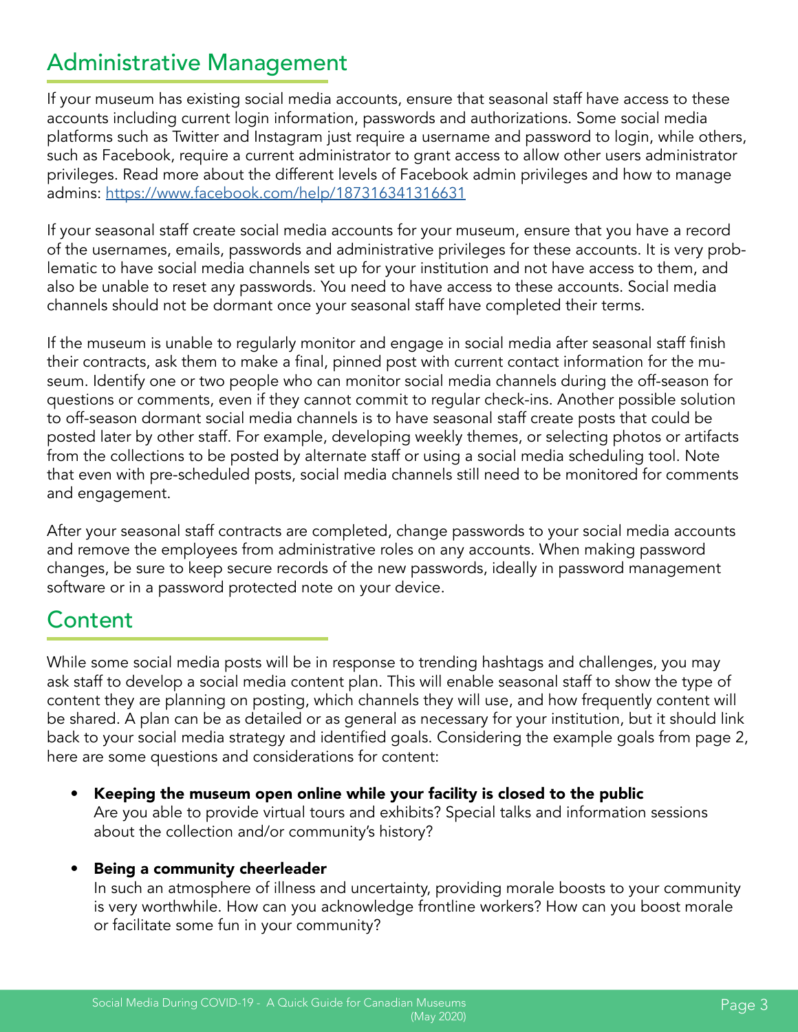## Administrative Management

If your museum has existing social media accounts, ensure that seasonal staff have access to these accounts including current login information, passwords and authorizations. Some social media platforms such as Twitter and Instagram just require a username and password to login, while others, such as Facebook, require a current administrator to grant access to allow other users administrator privileges. Read more about the different levels of Facebook admin privileges and how to manage admins: https://www.facebook.com/help/187316341316631

If your seasonal staff create social media accounts for your museum, ensure that you have a record of the usernames, emails, passwords and administrative privileges for these accounts. It is very problematic to have social media channels set up for your institution and not have access to them, and also be unable to reset any passwords. You need to have access to these accounts. Social media channels should not be dormant once your seasonal staff have completed their terms.

If the museum is unable to regularly monitor and engage in social media after seasonal staff finish their contracts, ask them to make a final, pinned post with current contact information for the museum. Identify one or two people who can monitor social media channels during the off-season for questions or comments, even if they cannot commit to regular check-ins. Another possible solution to off-season dormant social media channels is to have seasonal staff create posts that could be posted later by other staff. For example, developing weekly themes, or selecting photos or artifacts from the collections to be posted by alternate staff or using a social media scheduling tool. Note that even with pre-scheduled posts, social media channels still need to be monitored for comments and engagement.

After your seasonal staff contracts are completed, change passwords to your social media accounts and remove the employees from administrative roles on any accounts. When making password changes, be sure to keep secure records of the new passwords, ideally in password management software or in a password protected note on your device.

## Content

While some social media posts will be in response to trending hashtags and challenges, you may ask staff to develop a social media content plan. This will enable seasonal staff to show the type of content they are planning on posting, which channels they will use, and how frequently content will be shared. A plan can be as detailed or as general as necessary for your institution, but it should link back to your social media strategy and identified goals. Considering the example goals from page 2, here are some questions and considerations for content:

- **Keeping the museum open online while your facility is closed to the public**
  Are you able to provide virtual tours and exhibits? Special talks and information sessions about the collection and/or community's history?

- **Being a community cheerleader**
  In such an atmosphere of illness and uncertainty, providing morale boosts to your community is very worthwhile. How can you acknowledge frontline workers? How can you boost morale or facilitate some fun in your community?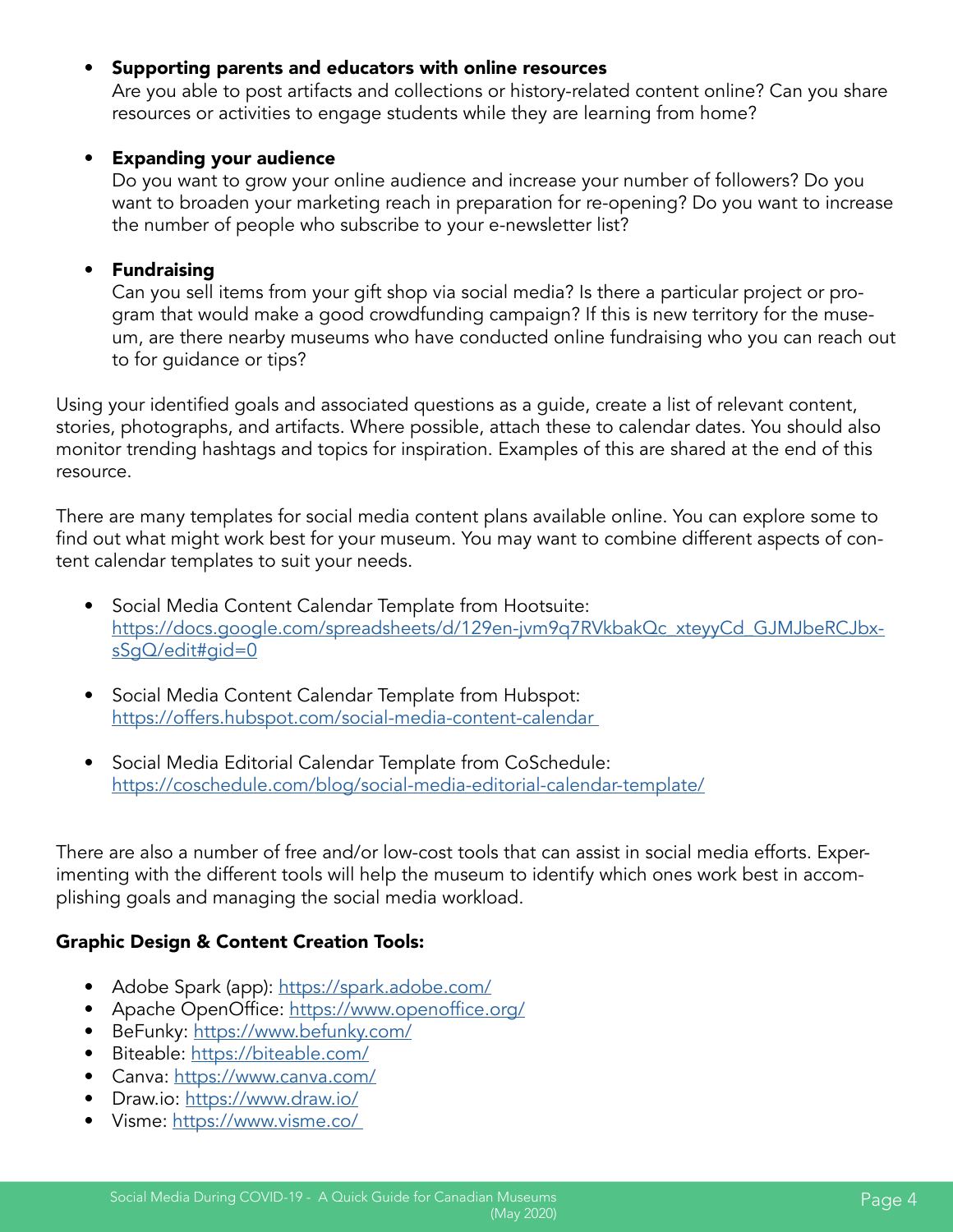- **Supporting parents and educators with online resources**
  Are you able to post artifacts and collections or history-related content online? Can you share resources or activities to engage students while they are learning from home?

- **Expanding your audience**
  Do you want to grow your online audience and increase your number of followers? Do you want to broaden your marketing reach in preparation for re-opening? Do you want to increase the number of people who subscribe to your e-newsletter list?

- **Fundraising**
  Can you sell items from your gift shop via social media? Is there a particular project or program that would make a good crowdfunding campaign? If this is new territory for the museum, are there nearby museums who have conducted online fundraising who you can reach out to for guidance or tips?

Using your identified goals and associated questions as a guide, create a list of relevant content, stories, photographs, and artifacts. Where possible, attach these to calendar dates. You should also monitor trending hashtags and topics for inspiration. Examples of this are shared at the end of this resource.

There are many templates for social media content plans available online. You can explore some to find out what might work best for your museum. You may want to combine different aspects of content calendar templates to suit your needs.

- Social Media Content Calendar Template from Hootsuite: https://docs.google.com/spreadsheets/d/129en-jvm9q7RVkbakQc_xteyyCd_GJMJbeRCJbx-sSgQ/edit#gid=0

- Social Media Content Calendar Template from Hubspot: https://offers.hubspot.com/social-media-content-calendar

- Social Media Editorial Calendar Template from CoSchedule: https://coschedule.com/blog/social-media-editorial-calendar-template/

There are also a number of free and/or low-cost tools that can assist in social media efforts. Experimenting with the different tools will help the museum to identify which ones work best in accomplishing goals and managing the social media workload.

**Graphic Design & Content Creation Tools:**

- Adobe Spark (app): https://spark.adobe.com/
- Apache OpenOffice: https://www.openoffice.org/
- BeFunky: https://www.befunky.com/
- Biteable: https://biteable.com/
- Canva: https://www.canva.com/
- Draw.io: https://www.draw.io/
- Visme: https://www.visme.co/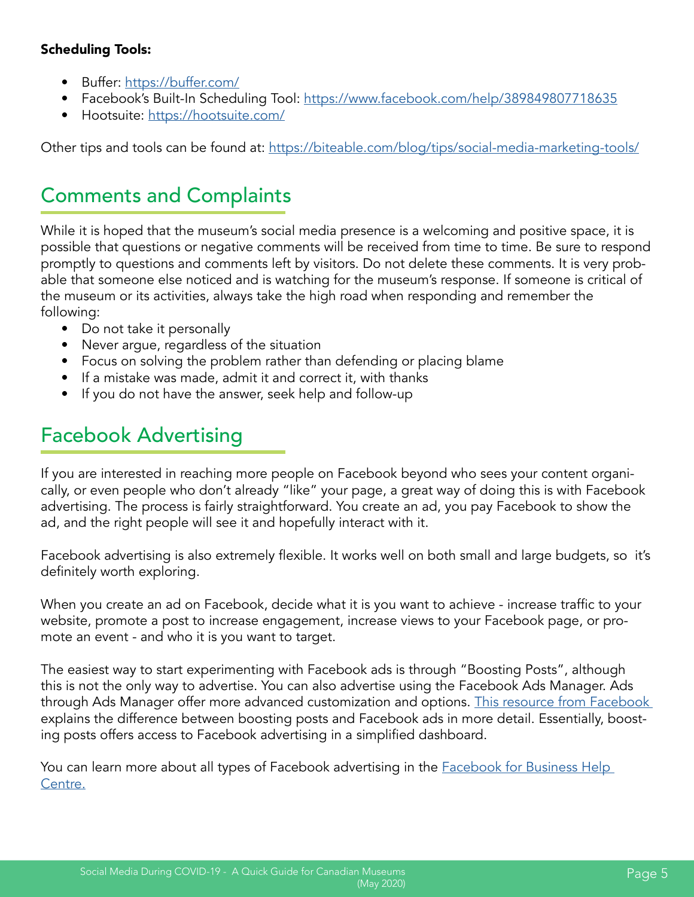**Scheduling Tools:**

- Buffer: https://buffer.com/
- Facebook's Built-In Scheduling Tool: https://www.facebook.com/help/389849807718635
- Hootsuite: https://hootsuite.com/

Other tips and tools can be found at: https://biteable.com/blog/tips/social-media-marketing-tools/

## Comments and Complaints

While it is hoped that the museum's social media presence is a welcoming and positive space, it is possible that questions or negative comments will be received from time to time. Be sure to respond promptly to questions and comments left by visitors. Do not delete these comments. It is very probable that someone else noticed and is watching for the museum's response. If someone is critical of the museum or its activities, always take the high road when responding and remember the following:

- Do not take it personally
- Never argue, regardless of the situation
- Focus on solving the problem rather than defending or placing blame
- If a mistake was made, admit it and correct it, with thanks
- If you do not have the answer, seek help and follow-up

## Facebook Advertising

If you are interested in reaching more people on Facebook beyond who sees your content organically, or even people who don't already "like" your page, a great way of doing this is with Facebook advertising. The process is fairly straightforward. You create an ad, you pay Facebook to show the ad, and the right people will see it and hopefully interact with it.

Facebook advertising is also extremely flexible. It works well on both small and large budgets, so it's definitely worth exploring.

When you create an ad on Facebook, decide what it is you want to achieve - increase traffic to your website, promote a post to increase engagement, increase views to your Facebook page, or promote an event - and who it is you want to target.

The easiest way to start experimenting with Facebook ads is through "Boosting Posts", although this is not the only way to advertise. You can also advertise using the Facebook Ads Manager. Ads through Ads Manager offer more advanced customization and options. This resource from Facebook explains the difference between boosting posts and Facebook ads in more detail. Essentially, boosting posts offers access to Facebook advertising in a simplified dashboard.

You can learn more about all types of Facebook advertising in the Facebook for Business Help Centre.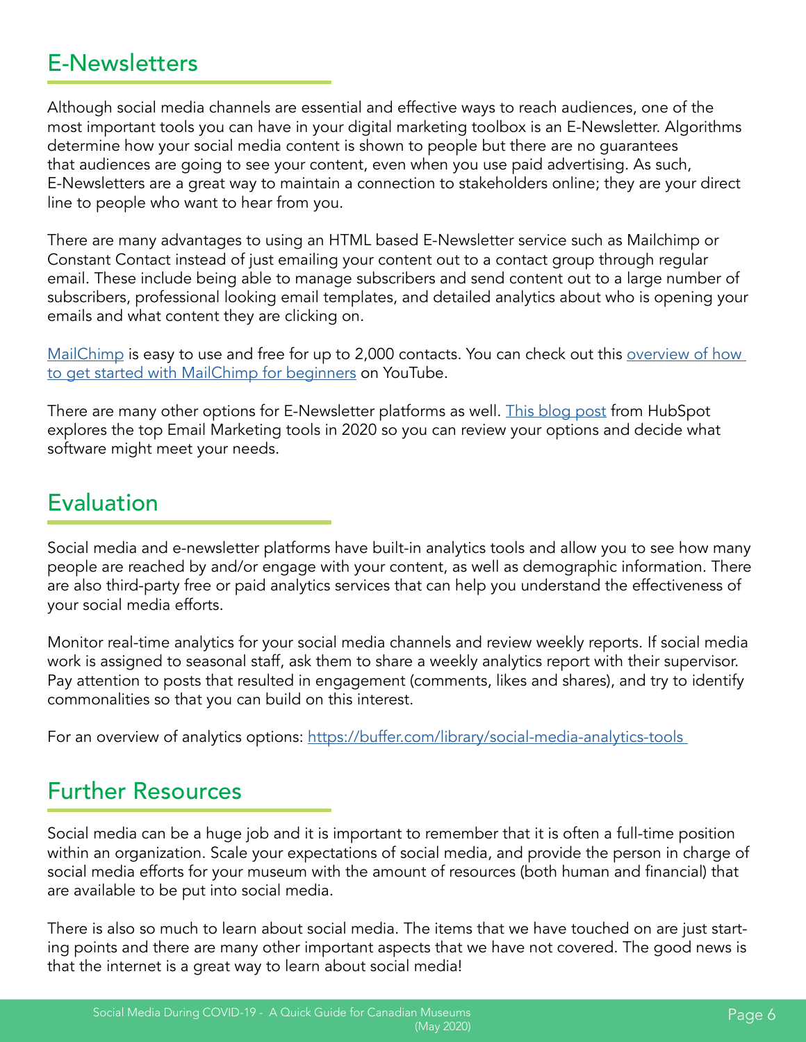## E-Newsletters

Although social media channels are essential and effective ways to reach audiences, one of the most important tools you can have in your digital marketing toolbox is an E-Newsletter. Algorithms determine how your social media content is shown to people but there are no guarantees that audiences are going to see your content, even when you use paid advertising. As such, E-Newsletters are a great way to maintain a connection to stakeholders online; they are your direct line to people who want to hear from you.

There are many advantages to using an HTML based E-Newsletter service such as Mailchimp or Constant Contact instead of just emailing your content out to a contact group through regular email. These include being able to manage subscribers and send content out to a large number of subscribers, professional looking email templates, and detailed analytics about who is opening your emails and what content they are clicking on.

MailChimp is easy to use and free for up to 2,000 contacts. You can check out this overview of how to get started with MailChimp for beginners on YouTube.

There are many other options for E-Newsletter platforms as well. This blog post from HubSpot explores the top Email Marketing tools in 2020 so you can review your options and decide what software might meet your needs.

## Evaluation

Social media and e-newsletter platforms have built-in analytics tools and allow you to see how many people are reached by and/or engage with your content, as well as demographic information. There are also third-party free or paid analytics services that can help you understand the effectiveness of your social media efforts.

Monitor real-time analytics for your social media channels and review weekly reports. If social media work is assigned to seasonal staff, ask them to share a weekly analytics report with their supervisor. Pay attention to posts that resulted in engagement (comments, likes and shares), and try to identify commonalities so that you can build on this interest.

For an overview of analytics options: https://buffer.com/library/social-media-analytics-tools

## Further Resources

Social media can be a huge job and it is important to remember that it is often a full-time position within an organization. Scale your expectations of social media, and provide the person in charge of social media efforts for your museum with the amount of resources (both human and financial) that are available to be put into social media.

There is also so much to learn about social media. The items that we have touched on are just starting points and there are many other important aspects that we have not covered. The good news is that the internet is a great way to learn about social media!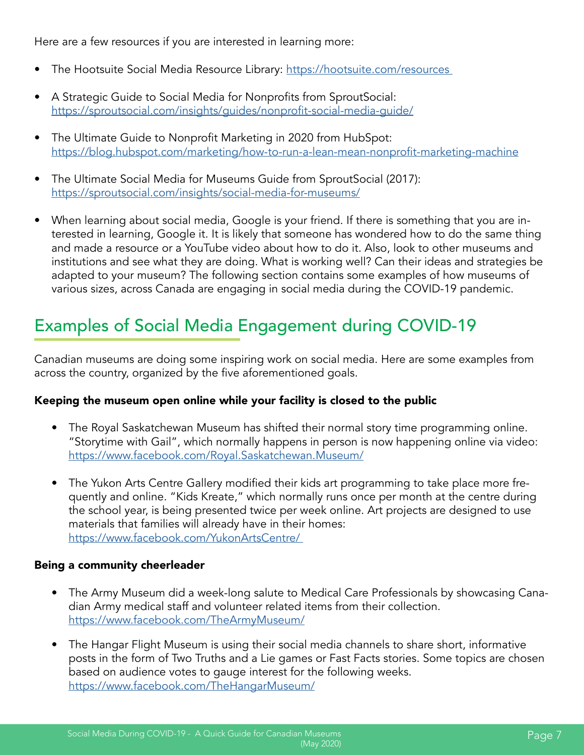Here are a few resources if you are interested in learning more:

- The Hootsuite Social Media Resource Library: https://hootsuite.com/resources
- A Strategic Guide to Social Media for Nonprofits from SproutSocial: https://sproutsocial.com/insights/guides/nonprofit-social-media-guide/
- The Ultimate Guide to Nonprofit Marketing in 2020 from HubSpot: https://blog.hubspot.com/marketing/how-to-run-a-lean-mean-nonprofit-marketing-machine
- The Ultimate Social Media for Museums Guide from SproutSocial (2017): https://sproutsocial.com/insights/social-media-for-museums/
- When learning about social media, Google is your friend. If there is something that you are interested in learning, Google it. It is likely that someone has wondered how to do the same thing and made a resource or a YouTube video about how to do it. Also, look to other museums and institutions and see what they are doing. What is working well? Can their ideas and strategies be adapted to your museum? The following section contains some examples of how museums of various sizes, across Canada are engaging in social media during the COVID-19 pandemic.

## Examples of Social Media Engagement during COVID-19

Canadian museums are doing some inspiring work on social media. Here are some examples from across the country, organized by the five aforementioned goals.

**Keeping the museum open online while your facility is closed to the public**

- The Royal Saskatchewan Museum has shifted their normal story time programming online. "Storytime with Gail", which normally happens in person is now happening online via video: https://www.facebook.com/Royal.Saskatchewan.Museum/
- The Yukon Arts Centre Gallery modified their kids art programming to take place more frequently and online. "Kids Kreate," which normally runs once per month at the centre during the school year, is being presented twice per week online. Art projects are designed to use materials that families will already have in their homes: https://www.facebook.com/YukonArtsCentre/

**Being a community cheerleader**

- The Army Museum did a week-long salute to Medical Care Professionals by showcasing Canadian Army medical staff and volunteer related items from their collection. https://www.facebook.com/TheArmyMuseum/
- The Hangar Flight Museum is using their social media channels to share short, informative posts in the form of Two Truths and a Lie games or Fast Facts stories. Some topics are chosen based on audience votes to gauge interest for the following weeks. https://www.facebook.com/TheHangarMuseum/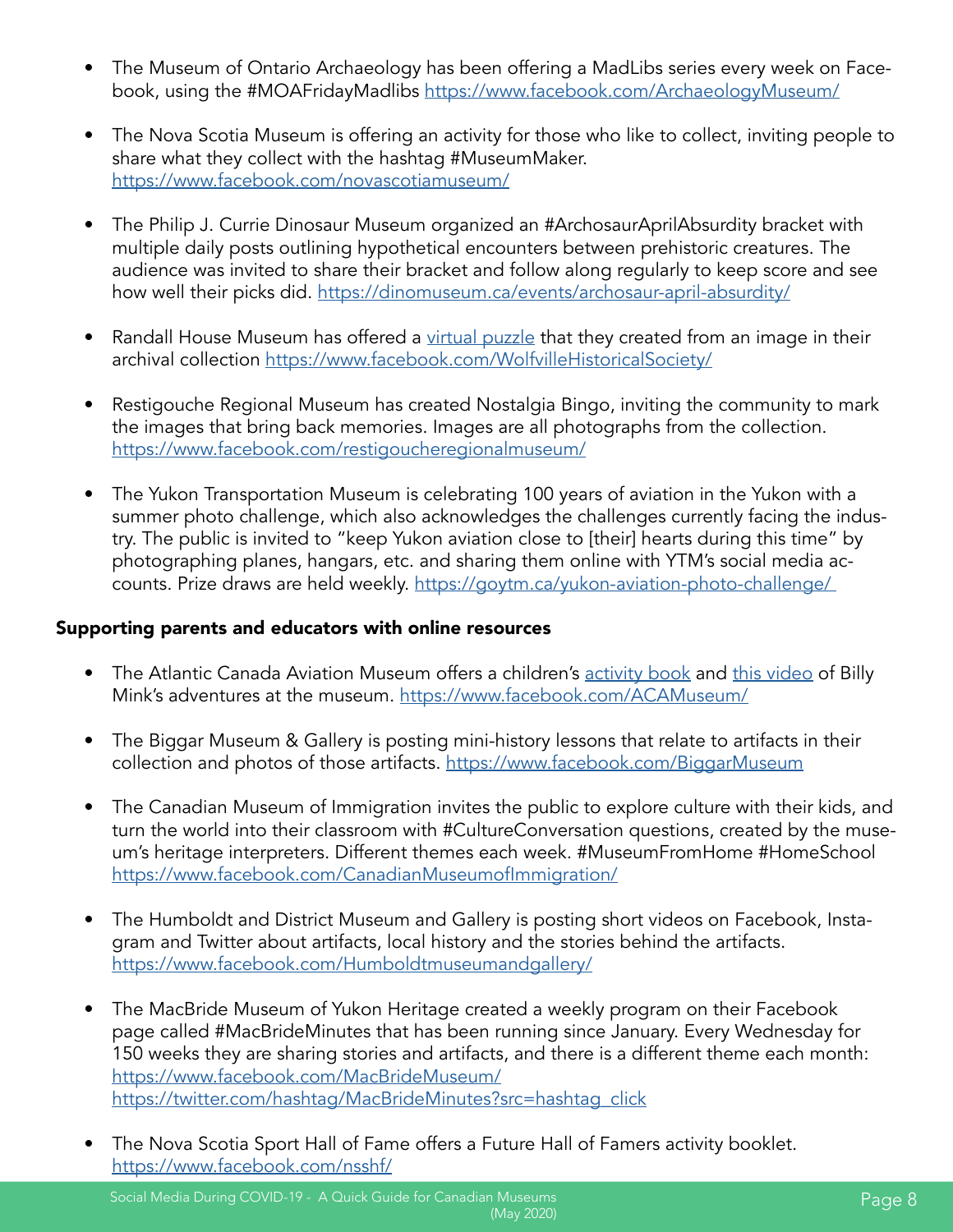- The Museum of Ontario Archaeology has been offering a MadLibs series every week on Facebook, using the #MOAFridayMadlibs https://www.facebook.com/ArchaeologyMuseum/

- The Nova Scotia Museum is offering an activity for those who like to collect, inviting people to share what they collect with the hashtag #MuseumMaker. https://www.facebook.com/novascotiamuseum/

- The Philip J. Currie Dinosaur Museum organized an #ArchosaurAprilAbsurdity bracket with multiple daily posts outlining hypothetical encounters between prehistoric creatures. The audience was invited to share their bracket and follow along regularly to keep score and see how well their picks did. https://dinomuseum.ca/events/archosaur-april-absurdity/

- Randall House Museum has offered a virtual puzzle that they created from an image in their archival collection https://www.facebook.com/WolfvilleHistoricalSociety/

- Restigouche Regional Museum has created Nostalgia Bingo, inviting the community to mark the images that bring back memories. Images are all photographs from the collection. https://www.facebook.com/restigoucheregionalmuseum/

- The Yukon Transportation Museum is celebrating 100 years of aviation in the Yukon with a summer photo challenge, which also acknowledges the challenges currently facing the industry. The public is invited to "keep Yukon aviation close to [their] hearts during this time" by photographing planes, hangars, etc. and sharing them online with YTM's social media accounts. Prize draws are held weekly. https://goytm.ca/yukon-aviation-photo-challenge/

**Supporting parents and educators with online resources**

- The Atlantic Canada Aviation Museum offers a children's activity book and this video of Billy Mink's adventures at the museum. https://www.facebook.com/ACAMuseum/

- The Biggar Museum & Gallery is posting mini-history lessons that relate to artifacts in their collection and photos of those artifacts. https://www.facebook.com/BiggarMuseum

- The Canadian Museum of Immigration invites the public to explore culture with their kids, and turn the world into their classroom with #CultureConversation questions, created by the museum's heritage interpreters. Different themes each week. #MuseumFromHome #HomeSchool https://www.facebook.com/CanadianMuseumofImmigration/

- The Humboldt and District Museum and Gallery is posting short videos on Facebook, Instagram and Twitter about artifacts, local history and the stories behind the artifacts. https://www.facebook.com/Humboldtmuseumandgallery/

- The MacBride Museum of Yukon Heritage created a weekly program on their Facebook page called #MacBrideMinutes that has been running since January. Every Wednesday for 150 weeks they are sharing stories and artifacts, and there is a different theme each month: https://www.facebook.com/MacBrideMuseum/ https://twitter.com/hashtag/MacBrideMinutes?src=hashtag_click

- The Nova Scotia Sport Hall of Fame offers a Future Hall of Famers activity booklet. https://www.facebook.com/nsshf/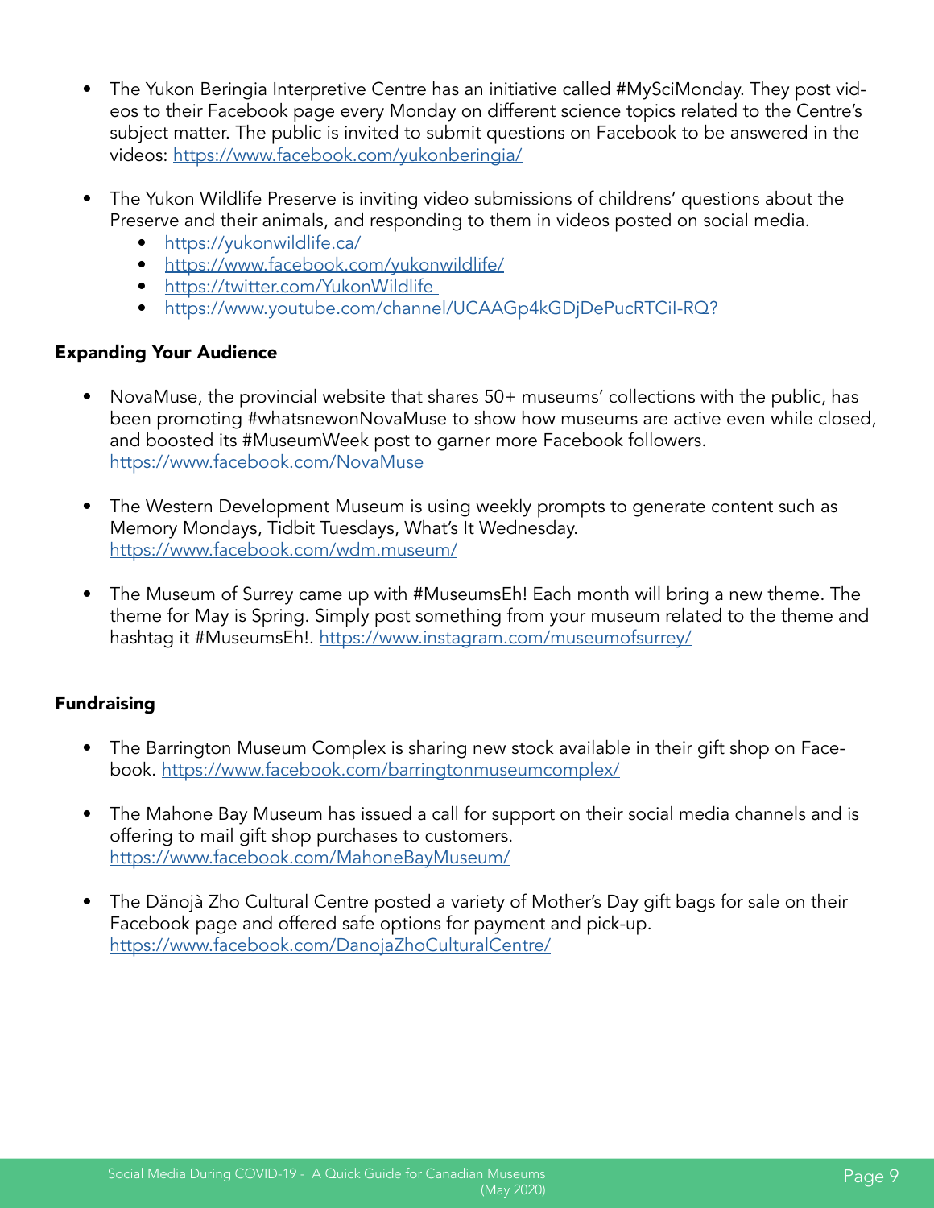- The Yukon Beringia Interpretive Centre has an initiative called #MySciMonday. They post videos to their Facebook page every Monday on different science topics related to the Centre's subject matter. The public is invited to submit questions on Facebook to be answered in the videos: https://www.facebook.com/yukonberingia/

- The Yukon Wildlife Preserve is inviting video submissions of childrens' questions about the Preserve and their animals, and responding to them in videos posted on social media.
  - https://yukonwildlife.ca/
  - https://www.facebook.com/yukonwildlife/
  - https://twitter.com/YukonWildlife
  - https://www.youtube.com/channel/UCAAGp4kGDjDePucRTCiI-RQ?

**Expanding Your Audience**

- NovaMuse, the provincial website that shares 50+ museums' collections with the public, has been promoting #whatsnewonNovaMuse to show how museums are active even while closed, and boosted its #MuseumWeek post to garner more Facebook followers. https://www.facebook.com/NovaMuse

- The Western Development Museum is using weekly prompts to generate content such as Memory Mondays, Tidbit Tuesdays, What's It Wednesday. https://www.facebook.com/wdm.museum/

- The Museum of Surrey came up with #MuseumsEh! Each month will bring a new theme. The theme for May is Spring. Simply post something from your museum related to the theme and hashtag it #MuseumsEh!. https://www.instagram.com/museumofsurrey/

**Fundraising**

- The Barrington Museum Complex is sharing new stock available in their gift shop on Facebook. https://www.facebook.com/barringtonmuseumcomplex/

- The Mahone Bay Museum has issued a call for support on their social media channels and is offering to mail gift shop purchases to customers. https://www.facebook.com/MahoneBayMuseum/

- The Dänojà Zho Cultural Centre posted a variety of Mother's Day gift bags for sale on their Facebook page and offered safe options for payment and pick-up. https://www.facebook.com/DanojaZhoCulturalCentre/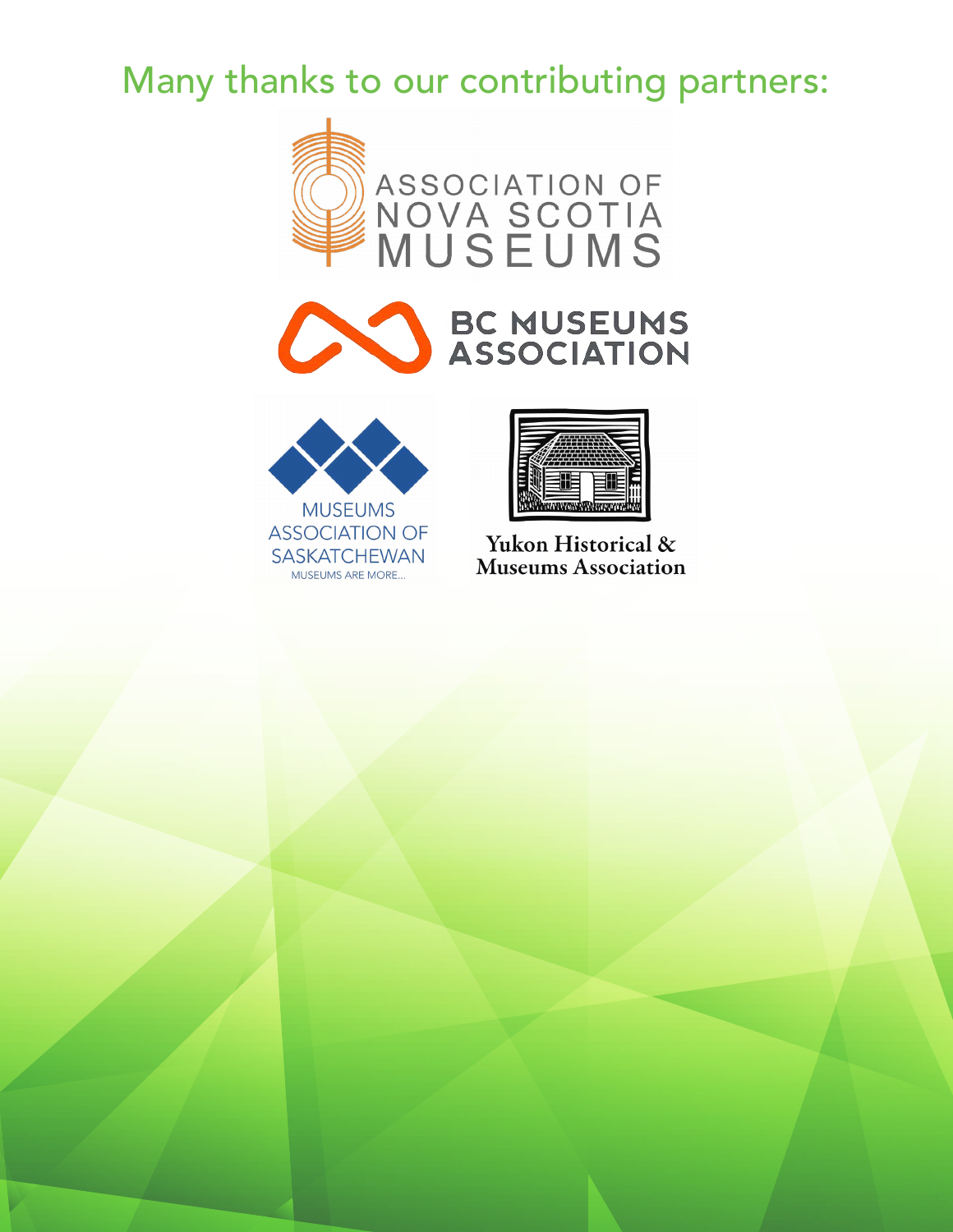## Many thanks to our contributing partners:

ASSOCIATION OF NOVA SCOTIA MUSEUMS

BC MUSEUMS ASSOCIATION

MUSEUMS ASSOCIATION OF SASKATCHEWAN

MUSEUMS ARE MORE...

Yukon Historical & Museums Association